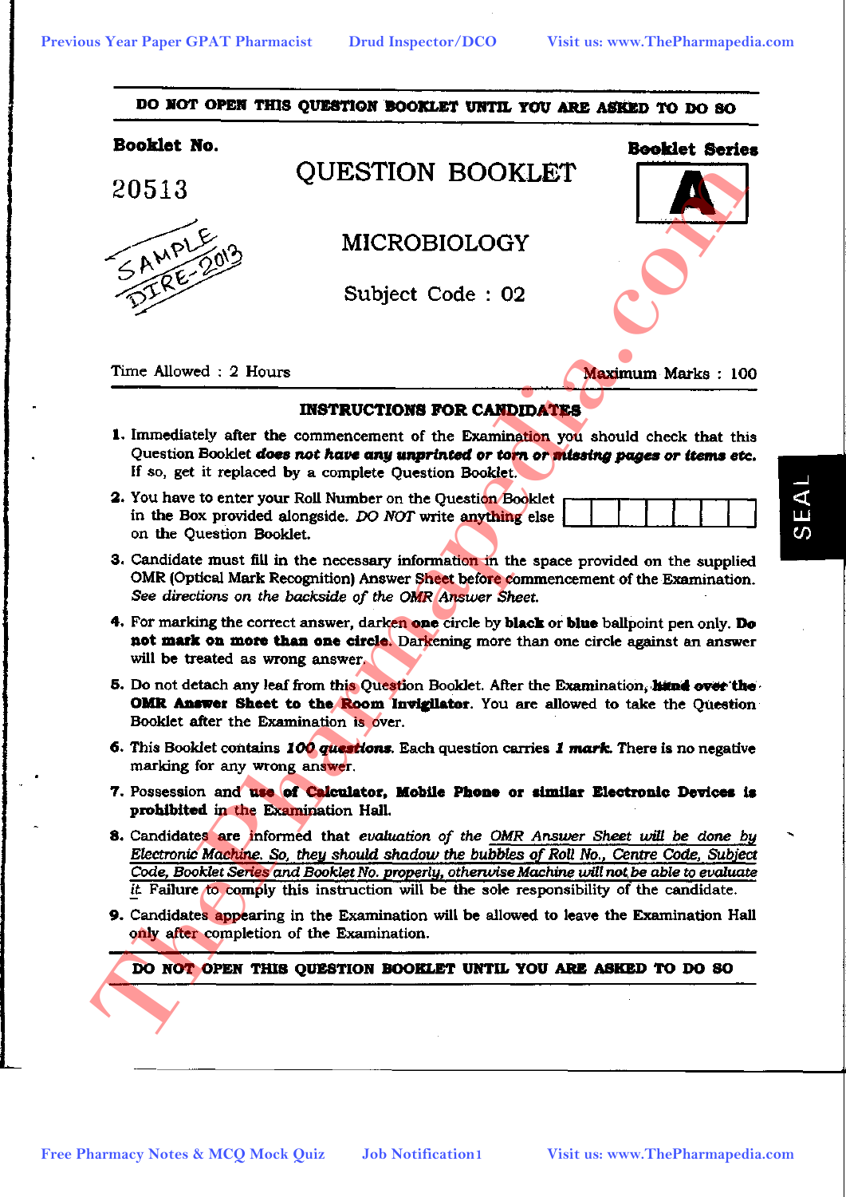**DO NOT OPEN THIS QUESTION BOOKLET UNTIL YOU ARE ASKED TO DO SO**

**Booklet No.** 20513

SAMPLE DIRE-2013

# QUESTION BOOKLET

**Booklet Series** A

## MICROBIOLOGY

Subject Code : 02

Time Allowed : 2 Hours

Maximum Marks : 100

### INSTRUCTIONS FOR CANDIDATES

1. Immediately after the commencement of the Examination you should check that this Question Booklet ***does not have any unprinted or torn or missing pages or items etc.*** If so, get it replaced by a complete Question Booklet.
2. You have to enter your Roll Number on the Question Booklet in the Box provided alongside. *DO NOT* write anything else on the Question Booklet.
3. Candidate must fill in the necessary information in the space provided on the supplied OMR (Optical Mark Recognition) Answer Sheet before commencement of the Examination. *See directions on the backside of the OMR Answer Sheet.*
4. For marking the correct answer, darken **one** circle by **black** or **blue** ballpoint pen only. **Do not mark on more than one circle.** Darkening more than one circle against an answer will be treated as wrong answer.
5. Do not detach any leaf from this Question Booklet. After the Examination, **hand over the OMR Answer Sheet to the Room Invigilator**. You are allowed to take the Question Booklet after the Examination is over.
6. This Booklet contains ***100 questions.*** Each question carries ***1 mark.*** There is no negative marking for any wrong answer.
7. Possession and **use of Calculator, Mobile Phone or similar Electronic Devices is prohibited** in the Examination Hall.
8. Candidates are informed that *evaluation of the OMR Answer Sheet will be done by Electronic Machine. So, they should shadow the bubbles of Roll No., Centre Code, Subject Code, Booklet Series and Booklet No. properly, otherwise Machine will not be able to evaluate it.* Failure to comply this instruction will be the sole responsibility of the candidate.
9. Candidates appearing in the Examination will be allowed to leave the Examination Hall only after completion of the Examination.

**DO NOT OPEN THIS QUESTION BOOKLET UNTIL YOU ARE ASKED TO DO SO**

SEAL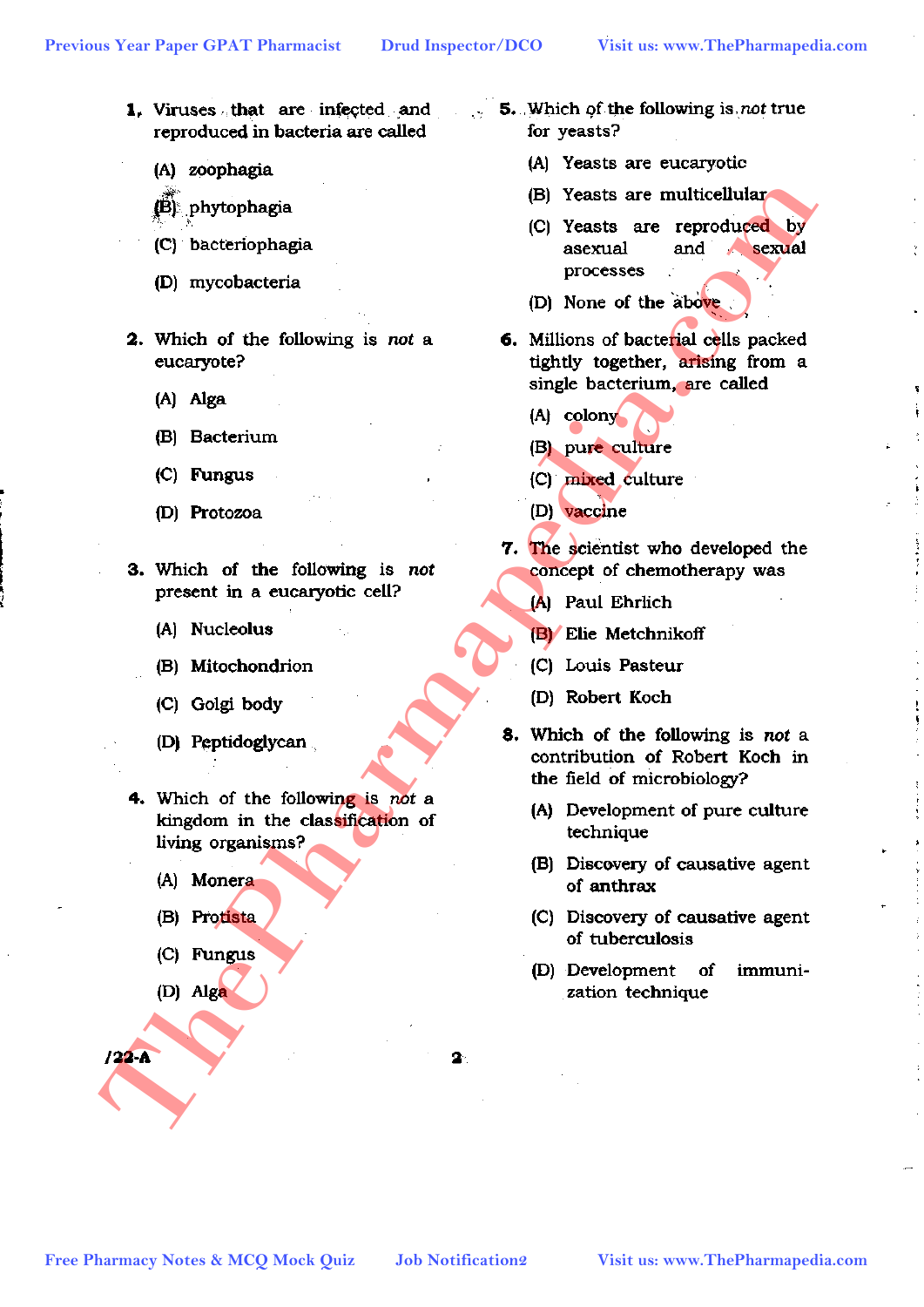1. Viruses that are infected and reproduced in bacteria are called

(A) zoophagia

(B) phytophagia

(C) bacteriophagia

(D) mycobacteria

2. Which of the following is *not* a eucaryote?

(A) Alga

(B) Bacterium

(C) Fungus

(D) Protozoa

3. Which of the following is *not* present in a eucaryotic cell?

(A) Nucleolus

(B) Mitochondrion

(C) Golgi body

(D) Peptidoglycan

4. Which of the following is *not* a kingdom in the classification of living organisms?

(A) Monera

(B) Protista

(C) Fungus

(D) Alga

5. Which of the following is *not* true for yeasts?

(A) Yeasts are eucaryotic

(B) Yeasts are multicellular

(C) Yeasts are reproduced by asexual and sexual processes

(D) None of the above

6. Millions of bacterial cells packed tightly together, arising from a single bacterium, are called

(A) colony

(B) pure culture

(C) mixed culture

(D) vaccine

7. The scientist who developed the concept of chemotherapy was

(A) Paul Ehrlich

(B) Elie Metchnikoff

(C) Louis Pasteur

(D) Robert Koch

8. Which of the following is *not* a contribution of Robert Koch in the field of microbiology?

(A) Development of pure culture technique

(B) Discovery of causative agent of anthrax

(C) Discovery of causative agent of tuberculosis

(D) Development of immunization technique

/22-A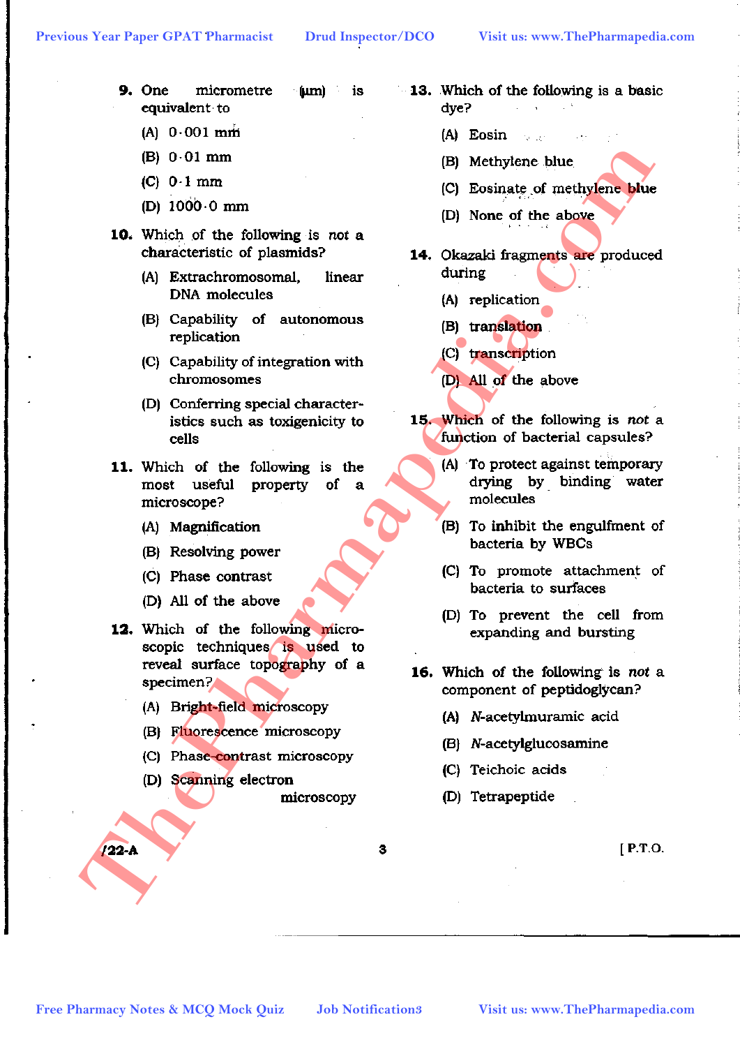**9.** One micrometre (μm) is equivalent to

(A) 0·001 mm

(B) 0·01 mm

(C) 0·1 mm

(D) 1000·0 mm

**10.** Which of the following is *not* a characteristic of plasmids?

(A) Extrachromosomal, linear DNA molecules

(B) Capability of autonomous replication

(C) Capability of integration with chromosomes

(D) Conferring special characteristics such as toxigenicity to cells

**11.** Which of the following is the most useful property of a microscope?

(A) Magnification

(B) Resolving power

(C) Phase contrast

(D) All of the above

**12.** Which of the following microscopic techniques is used to reveal surface topography of a specimen?

(A) Bright-field microscopy

(B) Fluorescence microscopy

(C) Phase-contrast microscopy

(D) Scanning electron microscopy

**13.** Which of the following is a basic dye?

(A) Eosin

(B) Methylene blue

(C) Eosinate of methylene blue

(D) None of the above

**14.** Okazaki fragments are produced during

(A) replication

(B) translation

(C) transcription

(D) All of the above

**15.** Which of the following is *not* a function of bacterial capsules?

(A) To protect against temporary drying by binding water molecules

(B) To inhibit the engulfment of bacteria by WBCs

(C) To promote attachment of bacteria to surfaces

(D) To prevent the cell from expanding and bursting

**16.** Which of the following is *not* a component of peptidoglycan?

(A) *N*-acetylmuramic acid

(B) *N*-acetylglucosamine

(C) Teichoic acids

(D) Tetrapeptide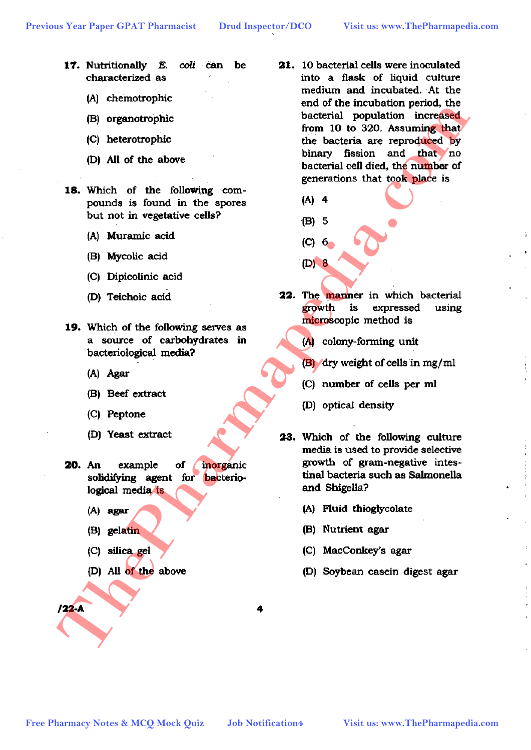**17.** Nutritionally *E. coli* can be characterized as

(A) chemotrophic

(B) organotrophic

(C) heterotrophic

(D) All of the above

**18.** Which of the following compounds is found in the spores but not in vegetative cells?

(A) Muramic acid

(B) Mycolic acid

(C) Dipicolinic acid

(D) Teichoic acid

**19.** Which of the following serves as a source of carbohydrates in bacteriological media?

(A) Agar

(B) Beef extract

(C) Peptone

(D) Yeast extract

**20.** An example of inorganic solidifying agent for bacteriological media is

(A) agar

(B) gelatin

(C) silica gel

(D) All of the above

**21.** 10 bacterial cells were inoculated into a flask of liquid culture medium and incubated. At the end of the incubation period, the bacterial population increased from 10 to 320. Assuming that the bacteria are reproduced by binary fission and that no bacterial cell died, the number of generations that took place is

(A) 4

(B) 5

(C) 6

(D) 8

**22.** The manner in which bacterial growth is expressed using microscopic method is

(A) colony-forming unit

(B) dry weight of cells in mg/ml

(C) number of cells per ml

(D) optical density

**23.** Which of the following culture media is used to provide selective growth of gram-negative intestinal bacteria such as Salmonella and Shigella?

(A) Fluid thioglycolate

(B) Nutrient agar

(C) MacConkey's agar

(D) Soybean casein digest agar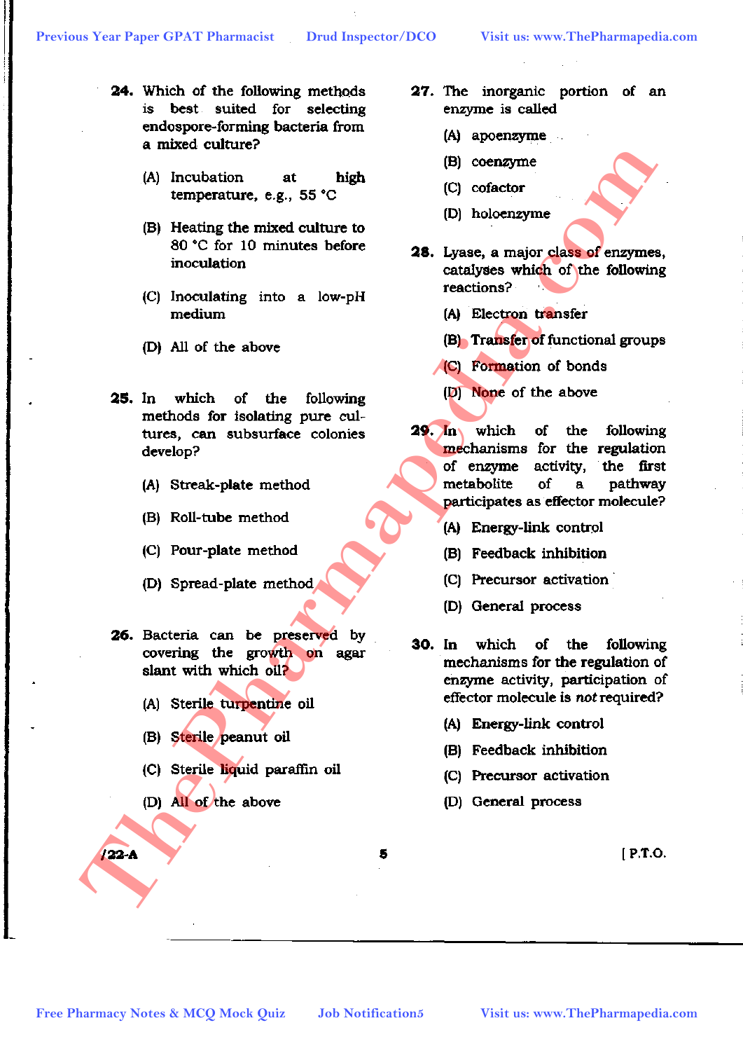**24.** Which of the following methods is best suited for selecting endospore-forming bacteria from a mixed culture?

(A) Incubation at high temperature, e.g., 55 °C

(B) Heating the mixed culture to 80 °C for 10 minutes before inoculation

(C) Inoculating into a low-pH medium

(D) All of the above

**25.** In which of the following methods for isolating pure cultures, can subsurface colonies develop?

(A) Streak-plate method

(B) Roll-tube method

(C) Pour-plate method

(D) Spread-plate method

**26.** Bacteria can be preserved by covering the growth on agar slant with which oil?

(A) Sterile turpentine oil

(B) Sterile peanut oil

(C) Sterile liquid paraffin oil

(D) All of the above

**27.** The inorganic portion of an enzyme is called

(A) apoenzyme

(B) coenzyme

(C) cofactor

(D) holoenzyme

**28.** Lyase, a major class of enzymes, catalyses which of the following reactions?

(A) Electron transfer

(B) Transfer of functional groups

(C) Formation of bonds

(D) None of the above

**29.** In which of the following mechanisms for the regulation of enzyme activity, the first metabolite of a pathway participates as effector molecule?

(A) Energy-link control

(B) Feedback inhibition

(C) Precursor activation

(D) General process

**30.** In which of the following mechanisms for the regulation of enzyme activity, participation of effector molecule is *not* required?

(A) Energy-link control

(B) Feedback inhibition

(C) Precursor activation

(D) General process

/22-A

[ P.T.O.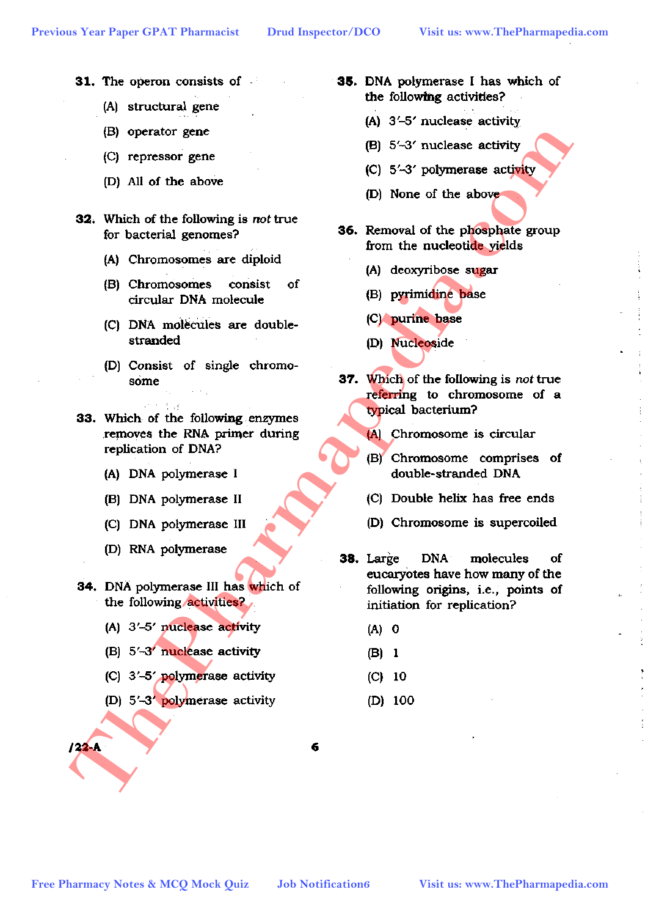**31.** The operon consists of

(A) structural gene

(B) operator gene

(C) repressor gene

(D) All of the above

**32.** Which of the following is *not* true for bacterial genomes?

(A) Chromosomes are diploid

(B) Chromosomes consist of circular DNA molecule

(C) DNA molecules are double-stranded

(D) Consist of single chromosome

**33.** Which of the following enzymes removes the RNA primer during replication of DNA?

(A) DNA polymerase I

(B) DNA polymerase II

(C) DNA polymerase III

(D) RNA polymerase

**34.** DNA polymerase III has which of the following activities?

(A) 3′–5′ nuclease activity

(B) 5′–3′ nuclease activity

(C) 3′–5′ polymerase activity

(D) 5′–3′ polymerase activity

**35.** DNA polymerase I has which of the following activities?

(A) 3′–5′ nuclease activity

(B) 5′–3′ nuclease activity

(C) 5′–3′ polymerase activity

(D) None of the above

**36.** Removal of the phosphate group from the nucleotide yields

(A) deoxyribose sugar

(B) pyrimidine base

(C) purine base

(D) Nucleoside

**37.** Which of the following is *not* true referring to chromosome of a typical bacterium?

(A) Chromosome is circular

(B) Chromosome comprises of double-stranded DNA

(C) Double helix has free ends

(D) Chromosome is supercoiled

**38.** Large DNA molecules of eucaryotes have how many of the following origins, i.e., points of initiation for replication?

(A) 0

(B) 1

(C) 10

(D) 100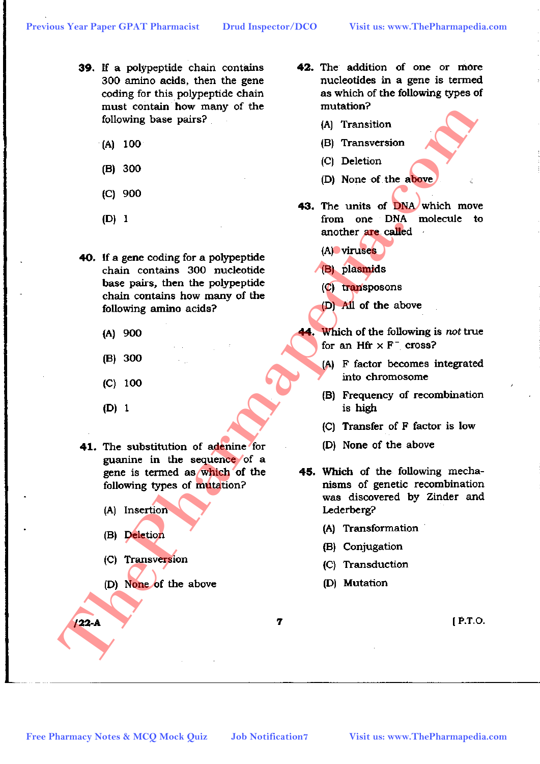**39.** If a polypeptide chain contains 300 amino acids, then the gene coding for this polypeptide chain must contain how many of the following base pairs?

(A) 100

(B) 300

(C) 900

(D) 1

**40.** If a gene coding for a polypeptide chain contains 300 nucleotide base pairs, then the polypeptide chain contains how many of the following amino acids?

(A) 900

(B) 300

(C) 100

(D) 1

**41.** The substitution of adenine for guanine in the sequence of a gene is termed as which of the following types of mutation?

(A) Insertion

(B) Deletion

(C) Transversion

(D) None of the above

**42.** The addition of one or more nucleotides in a gene is termed as which of the following types of mutation?

(A) Transition

(B) Transversion

(C) Deletion

(D) None of the above

**43.** The units of DNA which move from one DNA molecule to another are called

(A) viruses

(B) plasmids

(C) transposons

(D) All of the above

**44.** Which of the following is *not* true for an Hfr × $F^-$ cross?

(A) F factor becomes integrated into chromosome

(B) Frequency of recombination is high

(C) Transfer of F factor is low

(D) None of the above

**45.** Which of the following mechanisms of genetic recombination was discovered by Zinder and Lederberg?

(A) Transformation

(B) Conjugation

(C) Transduction

(D) Mutation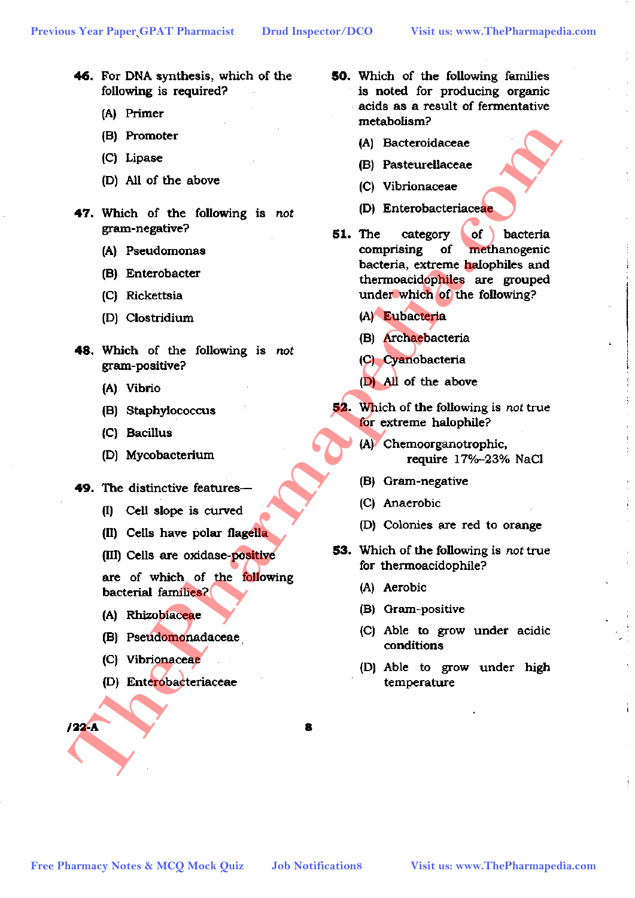46. For DNA synthesis, which of the following is required?

(A) Primer

(B) Promoter

(C) Lipase

(D) All of the above

47. Which of the following is *not* gram-negative?

(A) Pseudomonas

(B) Enterobacter

(C) Rickettsia

(D) Clostridium

48. Which of the following is *not* gram-positive?

(A) Vibrio

(B) Staphylococcus

(C) Bacillus

(D) Mycobacterium

49. The distinctive features—

(I) Cell slope is curved

(II) Cells have polar flagella

(III) Cells are oxidase-positive

are of which of the following bacterial families?

(A) Rhizobiaceae

(B) Pseudomonadaceae

(C) Vibrionaceae

(D) Enterobacteriaceae

50. Which of the following families is noted for producing organic acids as a result of fermentative metabolism?

(A) Bacteroidaceae

(B) Pasteurellaceae

(C) Vibrionaceae

(D) Enterobacteriaceae

51. The category of bacteria comprising of methanogenic bacteria, extreme halophiles and thermoacidophiles are grouped under which of the following?

(A) Eubacteria

(B) Archaebacteria

(C) Cyanobacteria

(D) All of the above

52. Which of the following is *not* true for extreme halophile?

(A) Chemoorganotrophic, require 17%–23% NaCl

(B) Gram-negative

(C) Anaerobic

(D) Colonies are red to orange

53. Which of the following is *not* true for thermoacidophile?

(A) Aerobic

(B) Gram-positive

(C) Able to grow under acidic conditions

(D) Able to grow under high temperature

/22-A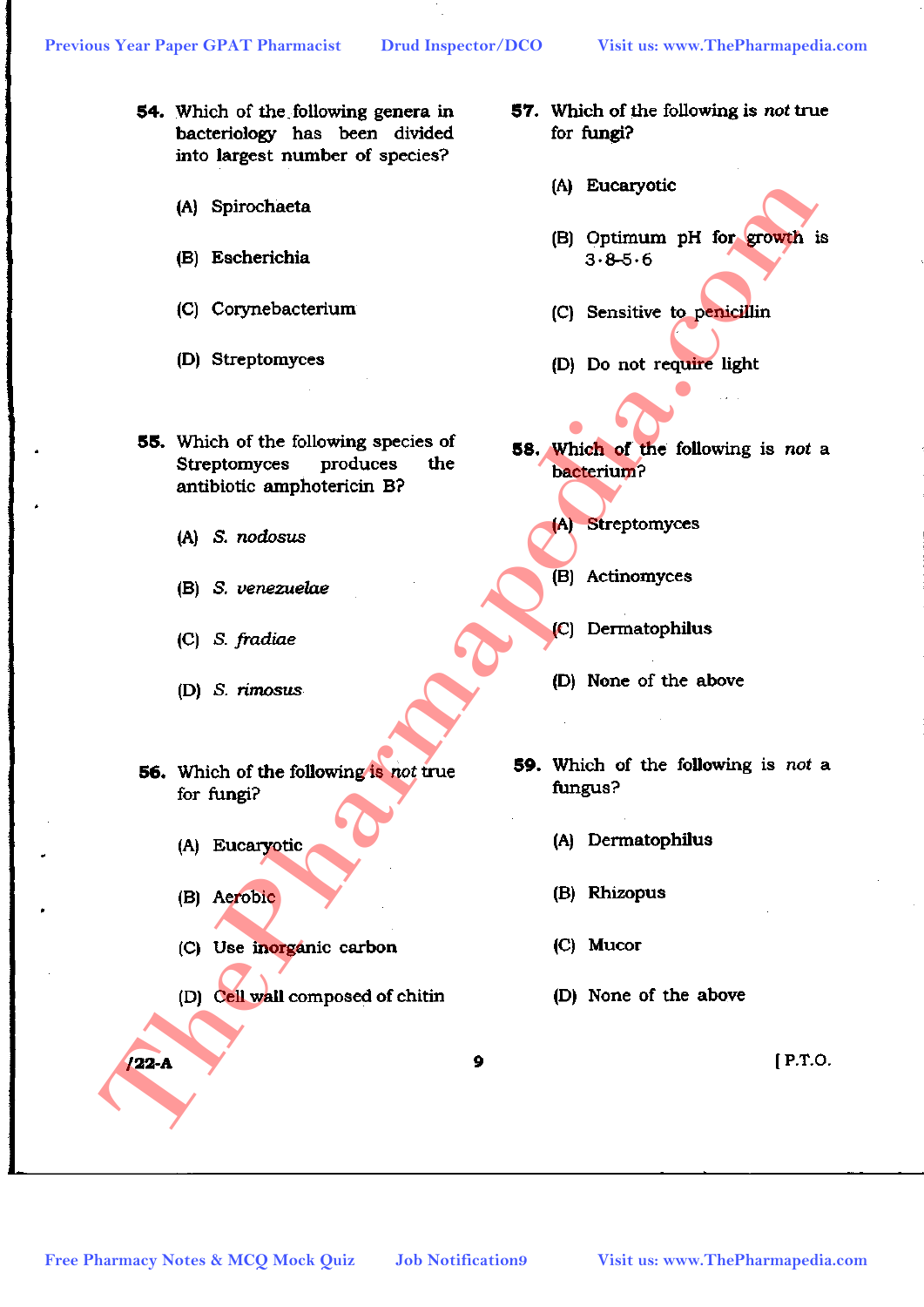54. Which of the following genera in bacteriology has been divided into largest number of species?

(A) Spirochaeta

(B) Escherichia

(C) Corynebacterium

(D) Streptomyces

55. Which of the following species of Streptomyces produces the antibiotic amphotericin B?

(A) *S. nodosus*

(B) *S. venezuelae*

(C) *S. fradiae*

(D) *S. rimosus*

56. Which of the following is *not* true for fungi?

(A) Eucaryotic

(B) Aerobic

(C) Use inorganic carbon

(D) Cell wall composed of chitin

57. Which of the following is *not* true for fungi?

(A) Eucaryotic

(B) Optimum pH for growth is 3·8-5·6

(C) Sensitive to penicillin

(D) Do not require light

58. Which of the following is *not* a bacterium?

(A) Streptomyces

(B) Actinomyces

(C) Dermatophilus

(D) None of the above

59. Which of the following is *not* a fungus?

(A) Dermatophilus

(B) Rhizopus

(C) Mucor

(D) None of the above

/22-A [ P.T.O.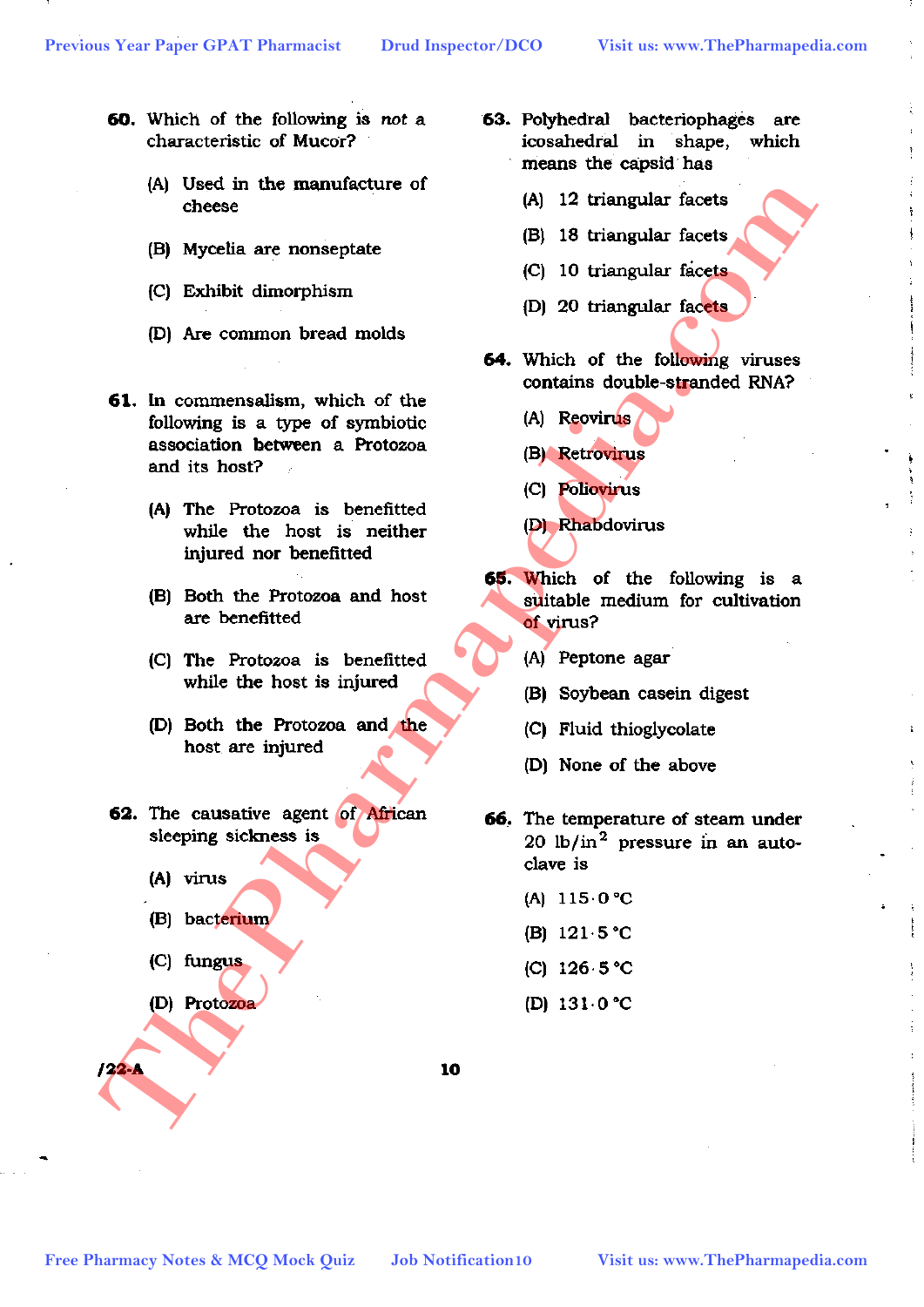**60.** Which of the following is *not* a characteristic of Mucor?

(A) Used in the manufacture of cheese

(B) Mycelia are nonseptate

(C) Exhibit dimorphism

(D) Are common bread molds

**61.** In commensalism, which of the following is a type of symbiotic association between a Protozoa and its host?

(A) The Protozoa is benefitted while the host is neither injured nor benefitted

(B) Both the Protozoa and host are benefitted

(C) The Protozoa is benefitted while the host is injured

(D) Both the Protozoa and the host are injured

**62.** The causative agent of African sleeping sickness is

(A) virus

(B) bacterium

(C) fungus

(D) Protozoa

**63.** Polyhedral bacteriophages are icosahedral in shape, which means the capsid has

(A) 12 triangular facets

(B) 18 triangular facets

(C) 10 triangular facets

(D) 20 triangular facets

**64.** Which of the following viruses contains double-stranded RNA?

(A) Reovirus

(B) Retrovirus

(C) Poliovirus

(D) Rhabdovirus

**65.** Which of the following is a suitable medium for cultivation of virus?

(A) Peptone agar

(B) Soybean casein digest

(C) Fluid thioglycolate

(D) None of the above

**66.** The temperature of steam under 20 $lb/in^2$ pressure in an autoclave is

(A) 115·0 °C

(B) 121·5 °C

(C) 126·5 °C

(D) 131·0 °C

/22-A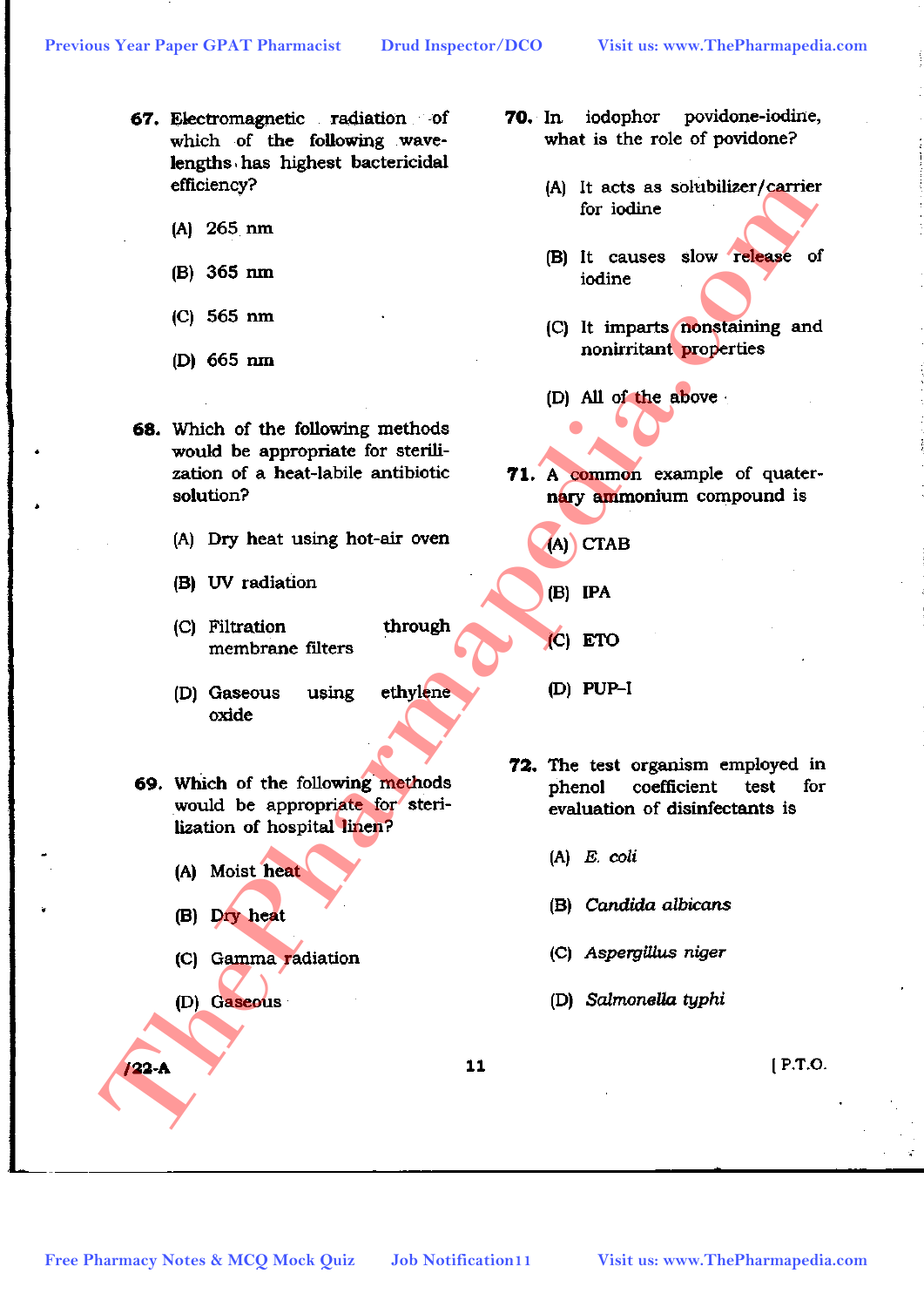**67.** Electromagnetic radiation of which of the following wavelengths has highest bactericidal efficiency?

(A) 265 nm

(B) 365 nm

(C) 565 nm

(D) 665 nm

**68.** Which of the following methods would be appropriate for sterilization of a heat-labile antibiotic solution?

(A) Dry heat using hot-air oven

(B) UV radiation

(C) Filtration through membrane filters

(D) Gaseous using ethylene oxide

**69.** Which of the following methods would be appropriate for sterilization of hospital linen?

(A) Moist heat

(B) Dry heat

(C) Gamma radiation

(D) Gaseous

**70.** In iodophor povidone-iodine, what is the role of povidone?

(A) It acts as solubilizer/carrier for iodine

(B) It causes slow release of iodine

(C) It imparts nonstaining and nonirritant properties

(D) All of the above

**71.** A common example of quaternary ammonium compound is

(A) CTAB

(B) IPA

(C) ETO

(D) PUP–I

**72.** The test organism employed in phenol coefficient test for evaluation of disinfectants is

(A) *E. coli*

(B) *Candida albicans*

(C) *Aspergillus niger*

(D) *Salmonella typhi*

/22-A

[ P.T.O.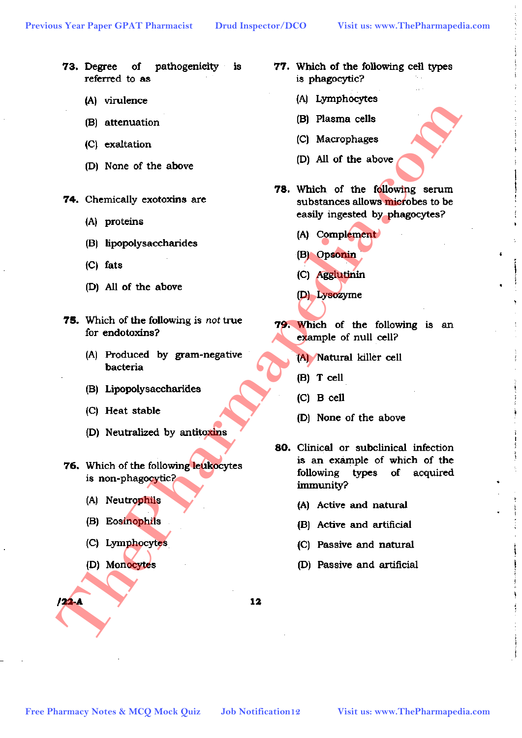**73.** Degree of pathogenicity is referred to as

(A) virulence

(B) attenuation

(C) exaltation

(D) None of the above

**74.** Chemically exotoxins are

(A) proteins

(B) lipopolysaccharides

(C) fats

(D) All of the above

**75.** Which of the following is *not* true for endotoxins?

(A) Produced by gram-negative bacteria

(B) Lipopolysaccharides

(C) Heat stable

(D) Neutralized by antitoxins

**76.** Which of the following leukocytes is non-phagocytic?

(A) Neutrophils

(B) Eosinophils

(C) Lymphocytes

(D) Monocytes

**77.** Which of the following cell types is phagocytic?

(A) Lymphocytes

(B) Plasma cells

(C) Macrophages

(D) All of the above

**78.** Which of the following serum substances allows microbes to be easily ingested by phagocytes?

(A) Complement

(B) Opsonin

(C) Agglutinin

(D) Lysozyme

**79.** Which of the following is an example of null cell?

(A) Natural killer cell

(B) T cell

(C) B cell

(D) None of the above

**80.** Clinical or subclinical infection is an example of which of the following types of acquired immunity?

(A) Active and natural

(B) Active and artificial

(C) Passive and natural

(D) Passive and artificial

/22-A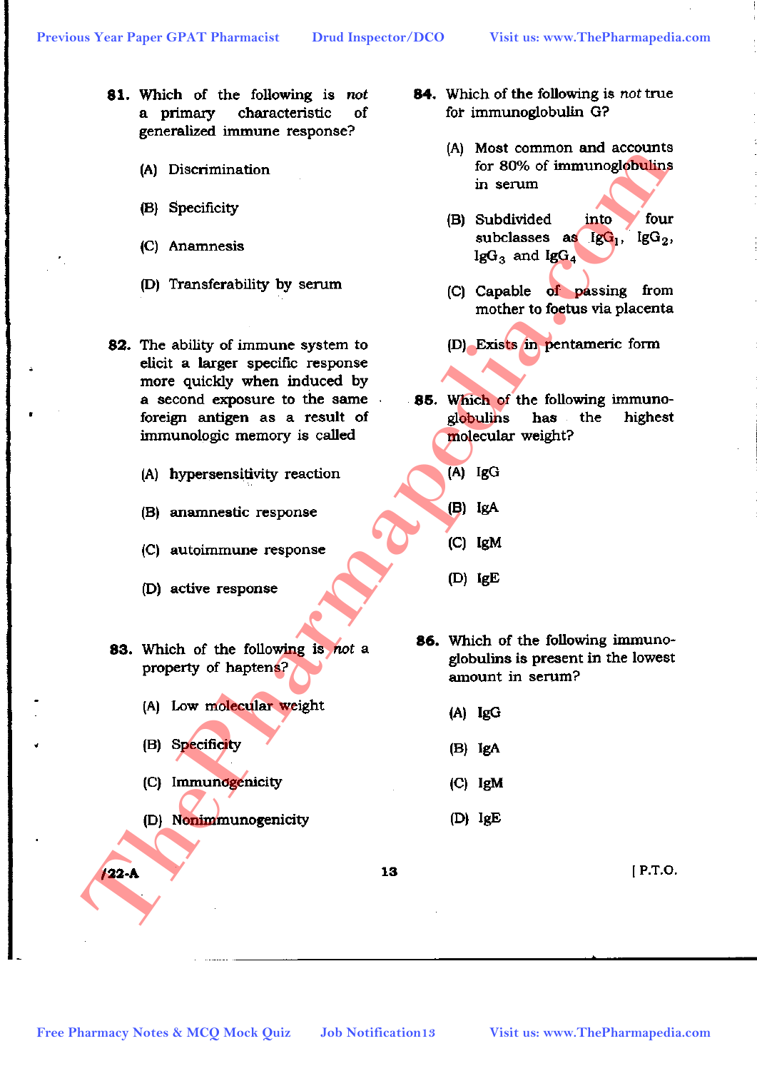**81.** Which of the following is *not* a primary characteristic of generalized immune response?

(A) Discrimination

(B) Specificity

(C) Anamnesis

(D) Transferability by serum

**82.** The ability of immune system to elicit a larger specific response more quickly when induced by a second exposure to the same foreign antigen as a result of immunologic memory is called

(A) hypersensitivity reaction

(B) anamnestic response

(C) autoimmune response

(D) active response

**83.** Which of the following is *not* a property of haptens?

(A) Low molecular weight

(B) Specificity

(C) Immunogenicity

(D) Nonimmunogenicity

**84.** Which of the following is *not* true for immunoglobulin G?

(A) Most common and accounts for 80% of immunoglobulins in serum

(B) Subdivided into four subclasses as $IgG_1$, $IgG_2$, $IgG_3$ and $IgG_4$

(C) Capable of passing from mother to foetus via placenta

(D) Exists in pentameric form

**85.** Which of the following immunoglobulins has the highest molecular weight?

(A) IgG

(B) IgA

(C) IgM

(D) IgE

**86.** Which of the following immunoglobulins is present in the lowest amount in serum?

(A) IgG

(B) IgA

(C) IgM

(D) IgE

/22-A

[ P.T.O.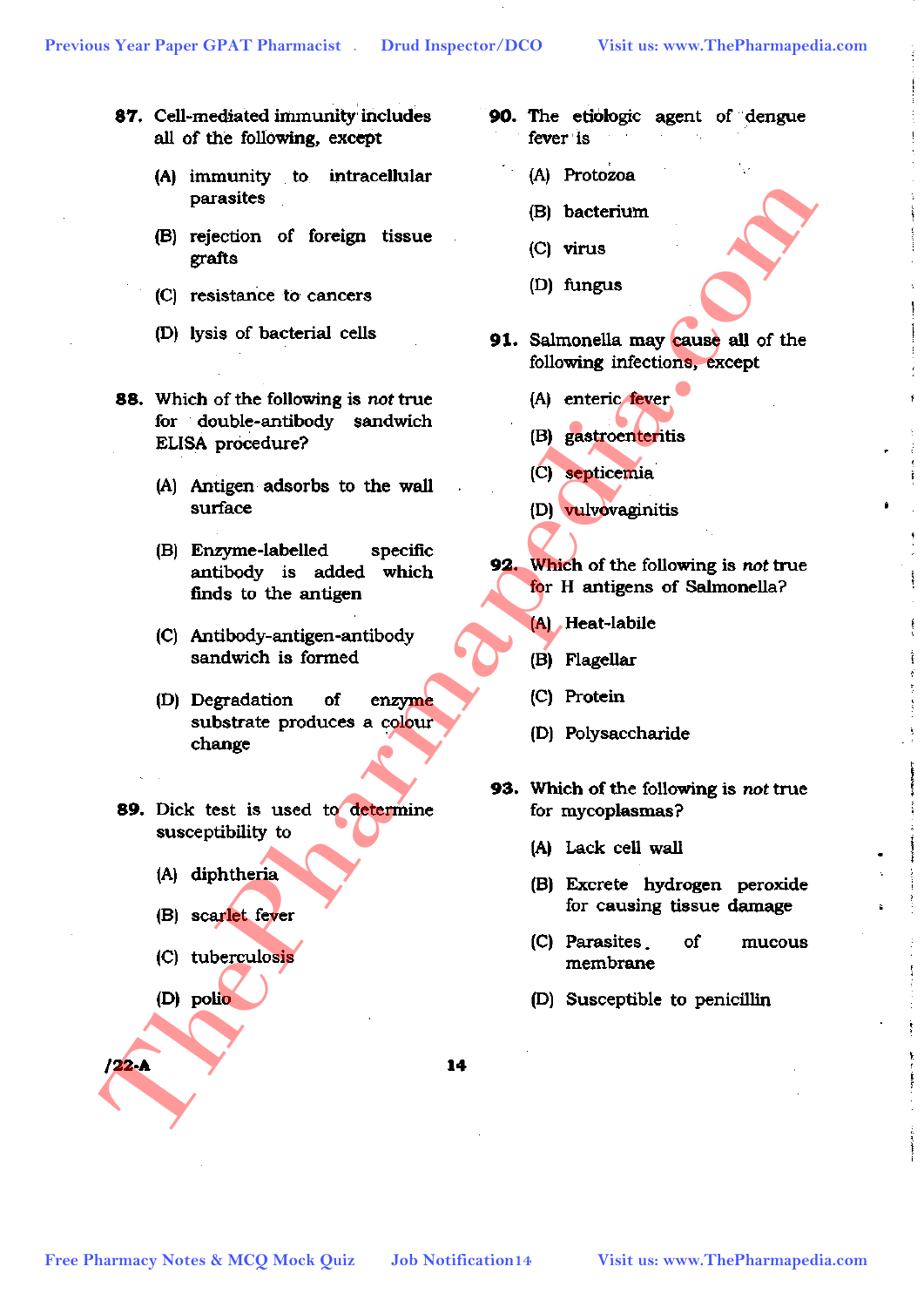87. Cell-mediated immunity includes all of the following, except

(A) immunity to intracellular parasites

(B) rejection of foreign tissue grafts

(C) resistance to cancers

(D) lysis of bacterial cells

88. Which of the following is *not* true for double-antibody sandwich ELISA procedure?

(A) Antigen adsorbs to the wall surface

(B) Enzyme-labelled specific antibody is added which finds to the antigen

(C) Antibody-antigen-antibody sandwich is formed

(D) Degradation of enzyme substrate produces a colour change

89. Dick test is used to determine susceptibility to

(A) diphtheria

(B) scarlet fever

(C) tuberculosis

(D) polio

90. The etiologic agent of dengue fever is

(A) Protozoa

(B) bacterium

(C) virus

(D) fungus

91. Salmonella may cause all of the following infections, except

(A) enteric fever

(B) gastroenteritis

(C) septicemia

(D) vulvovaginitis

92. Which of the following is *not* true for H antigens of Salmonella?

(A) Heat-labile

(B) Flagellar

(C) Protein

(D) Polysaccharide

93. Which of the following is *not* true for mycoplasmas?

(A) Lack cell wall

(B) Excrete hydrogen peroxide for causing tissue damage

(C) Parasites of mucous membrane

(D) Susceptible to penicillin

/22-A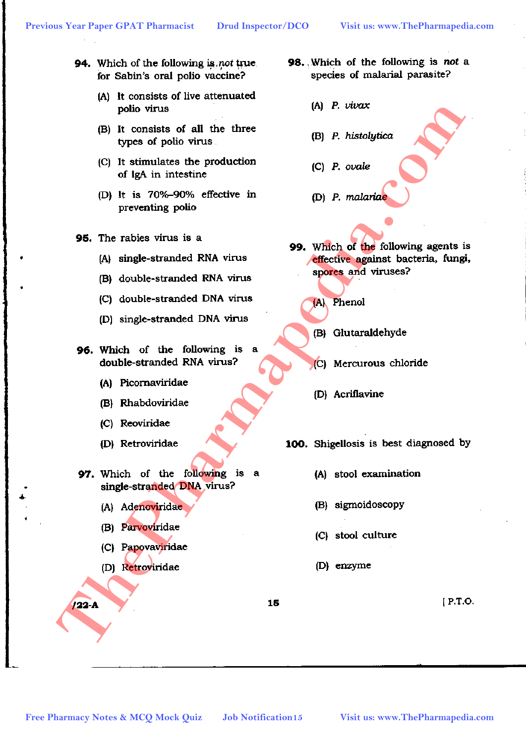**94.** Which of the following is *not* true for Sabin's oral polio vaccine?

(A) It consists of live attenuated polio virus

(B) It consists of all the three types of polio virus

(C) It stimulates the production of IgA in intestine

(D) It is 70%–90% effective in preventing polio

**95.** The rabies virus is a

(A) single-stranded RNA virus

(B) double-stranded RNA virus

(C) double-stranded DNA virus

(D) single-stranded DNA virus

**96.** Which of the following is a double-stranded RNA virus?

(A) Picornaviridae

(B) Rhabdoviridae

(C) Reoviridae

(D) Retroviridae

**97.** Which of the following is a single-stranded DNA virus?

(A) Adenoviridae

(B) Parvoviridae

(C) Papovaviridae

(D) Retroviridae

**98.** Which of the following is *not* a species of malarial parasite?

(A) *P. vivax*

(B) *P. histolytica*

(C) *P. ovale*

(D) *P. malariae*

**99.** Which of the following agents is effective against bacteria, fungi, spores and viruses?

(A) Phenol

(B) Glutaraldehyde

(C) Mercurous chloride

(D) Acriflavine

**100.** Shigellosis is best diagnosed by

(A) stool examination

(B) sigmoidoscopy

(C) stool culture

(D) enzyme

/22-A

[ P.T.O.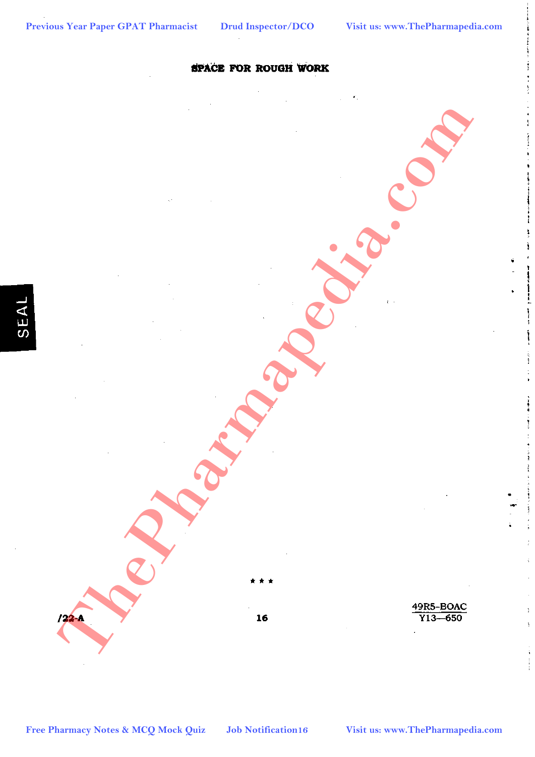**SPACE FOR ROUGH WORK**

\* \* \*

/22-A

49R5-BOAC
Y13—650